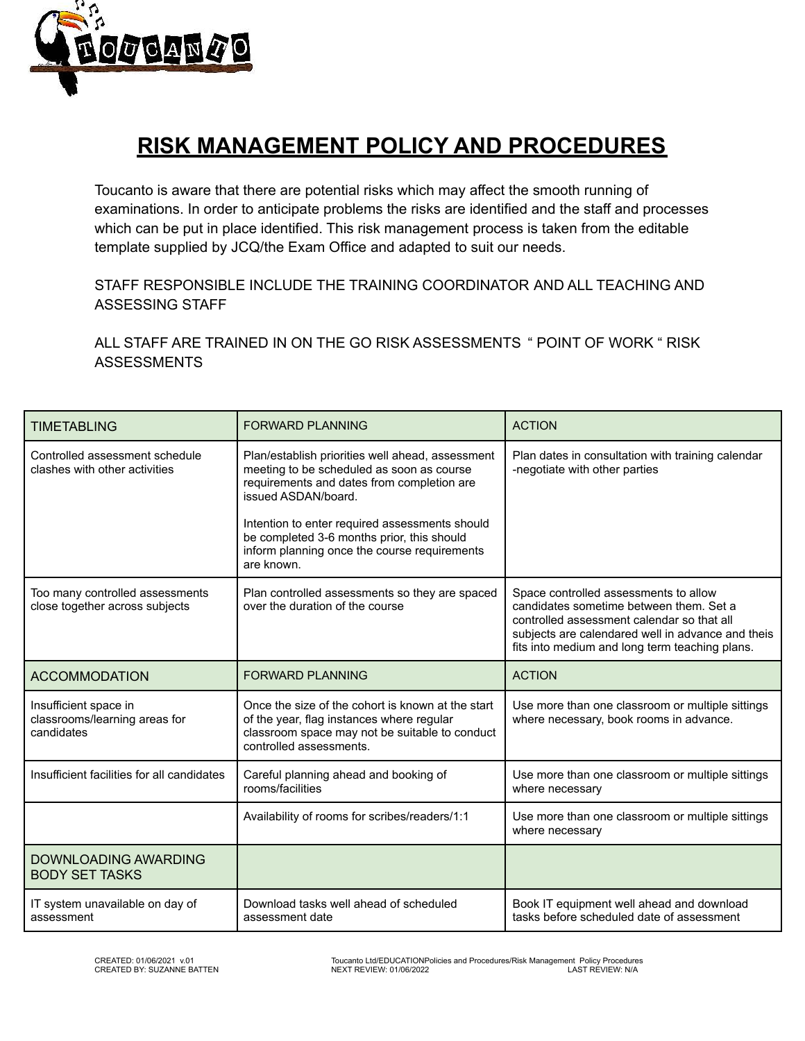# RISK MANAGEMENT POLICY AND PROCEDURES

Toucanto is aware that there are potential risks which may affect the smooth running of examinations. In order to anticipate problems the risks are identified and the staff and processes which can be put in place identified. This risk management process is taken from the editable template supplied by JCQ/the Exam Office and adapted to suit our needs.

STAFF RESPONSIBLE INCLUDE THE TRAINING COORDINATOR AND ALL TEACHING AND ASSESSING STAFF

ALL STAFF ARE TRAINED IN ON THE GO RISK ASSESSMENTS " POINT OF WORK " RISK ASSESSMENTS

| TIMETABLING | FORWARD PLANNING | ACTION |
|---|---|---|
| Controlled assessment schedule clashes with other activities | Plan/establish priorities well ahead, assessment meeting to be scheduled as soon as course requirements and dates from completion are issued ASDAN/board.<br><br>Intention to enter required assessments should be completed 3-6 months prior, this should inform planning once the course requirements are known. | Plan dates in consultation with training calendar -negotiate with other parties |
| Too many controlled assessments close together across subjects | Plan controlled assessments so they are spaced over the duration of the course | Space controlled assessments to allow candidates sometime between them. Set a controlled assessment calendar so that all subjects are calendared well in advance and theis fits into medium and long term teaching plans. |
| ACCOMMODATION | FORWARD PLANNING | ACTION |
| Insufficient space in classrooms/learning areas for candidates | Once the size of the cohort is known at the start of the year, flag instances where regular classroom space may not be suitable to conduct controlled assessments. | Use more than one classroom or multiple sittings where necessary, book rooms in advance. |
| Insufficient facilities for all candidates | Careful planning ahead and booking of rooms/facilities | Use more than one classroom or multiple sittings where necessary |
| | Availability of rooms for scribes/readers/1:1 | Use more than one classroom or multiple sittings where necessary |
| DOWNLOADING AWARDING BODY SET TASKS | | |
| IT system unavailable on day of assessment | Download tasks well ahead of scheduled assessment date | Book IT equipment well ahead and download tasks before scheduled date of assessment |

CREATED: 01/06/2021 v.01
CREATED BY: SUZANNE BATTEN

Toucanto Ltd/EDUCATIONPolicies and Procedures/Risk Management Policy Procedures
NEXT REVIEW: 01/06/2022 LAST REVIEW: N/A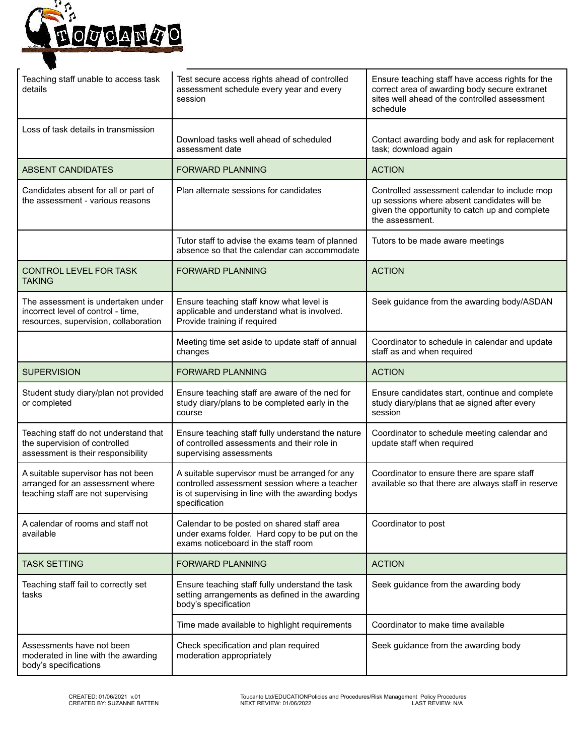| | | |
|---|---|---|
| Teaching staff unable to access task details | Test secure access rights ahead of controlled assessment schedule every year and every session | Ensure teaching staff have access rights for the correct area of awarding body secure extranet sites well ahead of the controlled assessment schedule |
| Loss of task details in transmission | Download tasks well ahead of scheduled assessment date | Contact awarding body and ask for replacement task; download again |
| ABSENT CANDIDATES | FORWARD PLANNING | ACTION |
| Candidates absent for all or part of the assessment - various reasons | Plan alternate sessions for candidates | Controlled assessment calendar to include mop up sessions where absent candidates will be given the opportunity to catch up and complete the assessment. |
| | Tutor staff to advise the exams team of planned absence so that the calendar can accommodate | Tutors to be made aware meetings |
| CONTROL LEVEL FOR TASK TAKING | FORWARD PLANNING | ACTION |
| The assessment is undertaken under incorrect level of control - time, resources, supervision, collaboration | Ensure teaching staff know what level is applicable and understand what is involved. Provide training if required | Seek guidance from the awarding body/ASDAN |
| | Meeting time set aside to update staff of annual changes | Coordinator to schedule in calendar and update staff as and when required |
| SUPERVISION | FORWARD PLANNING | ACTION |
| Student study diary/plan not provided or completed | Ensure teaching staff are aware of the ned for study diary/plans to be completed early in the course | Ensure candidates start, continue and complete study diary/plans that ae signed after every session |
| Teaching staff do not understand that the supervision of controlled assessment is their responsibility | Ensure teaching staff fully understand the nature of controlled assessments and their role in supervising assessments | Coordinator to schedule meeting calendar and update staff when required |
| A suitable supervisor has not been arranged for an assessment where teaching staff are not supervising | A suitable supervisor must be arranged for any controlled assessment session where a teacher is ot supervising in line with the awarding bodys specification | Coordinator to ensure there are spare staff available so that there are always staff in reserve |
| A calendar of rooms and staff not available | Calendar to be posted on shared staff area under exams folder. Hard copy to be put on the exams noticeboard in the staff room | Coordinator to post |
| TASK SETTING | FORWARD PLANNING | ACTION |
| Teaching staff fail to correctly set tasks | Ensure teaching staff fully understand the task setting arrangements as defined in the awarding body's specification | Seek guidance from the awarding body |
| | Time made available to highlight requirements | Coordinator to make time available |
| Assessments have not been moderated in line with the awarding body's specifications | Check specification and plan required moderation appropriately | Seek guidance from the awarding body |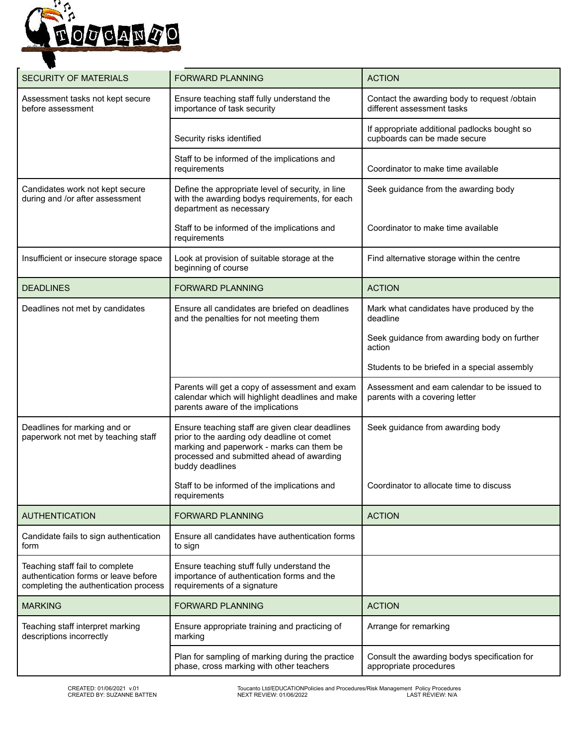| SECURITY OF MATERIALS | FORWARD PLANNING | ACTION |
|---|---|---|
| Assessment tasks not kept secure before assessment | Ensure teaching staff fully understand the importance of task security | Contact the awarding body to request /obtain different assessment tasks |
| | Security risks identified | If appropriate additional padlocks bought so cupboards can be made secure |
| | Staff to be informed of the implications and requirements | Coordinator to make time available |
| Candidates work not kept secure during and /or after assessment | Define the appropriate level of security, in line with the awarding bodys requirements, for each department as necessary<br><br>Staff to be informed of the implications and requirements | Seek guidance from the awarding body<br><br>Coordinator to make time available |
| Insufficient or insecure storage space | Look at provision of suitable storage at the beginning of course | Find alternative storage within the centre |
| **DEADLINES** | **FORWARD PLANNING** | **ACTION** |
| Deadlines not met by candidates | Ensure all candidates are briefed on deadlines and the penalties for not meeting them | Mark what candidates have produced by the deadline<br><br>Seek guidance from awarding body on further action<br><br>Students to be briefed in a special assembly |
| | Parents will get a copy of assessment and exam calendar which will highlight deadlines and make parents aware of the implications | Assessment and eam calendar to be issued to parents with a covering letter |
| Deadlines for marking and or paperwork not met by teaching staff | Ensure teaching staff are given clear deadlines prior to the aarding ody deadline ot comet marking and paperwork - marks can them be processed and submitted ahead of awarding buddy deadlines<br><br>Staff to be informed of the implications and requirements | Seek guidance from awarding body<br><br>Coordinator to allocate time to discuss |
| **AUTHENTICATION** | **FORWARD PLANNING** | **ACTION** |
| Candidate fails to sign authentication form | Ensure all candidates have authentication forms to sign | |
| Teaching staff fail to complete authentication forms or leave before completing the authentication process | Ensure teaching stuff fully understand the importance of authentication forms and the requirements of a signature | |
| **MARKING** | **FORWARD PLANNING** | **ACTION** |
| Teaching staff interpret marking descriptions incorrectly | Ensure appropriate training and practicing of marking | Arrange for remarking |
| | Plan for sampling of marking during the practice phase, cross marking with other teachers | Consult the awarding bodys specification for appropriate procedures |

CREATED: 01/06/2021 v.01
CREATED BY: SUZANNE BATTEN

Toucanto Ltd/EDUCATIONPolicies and Procedures/Risk Management Policy Procedures
NEXT REVIEW: 01/06/2022 LAST REVIEW: N/A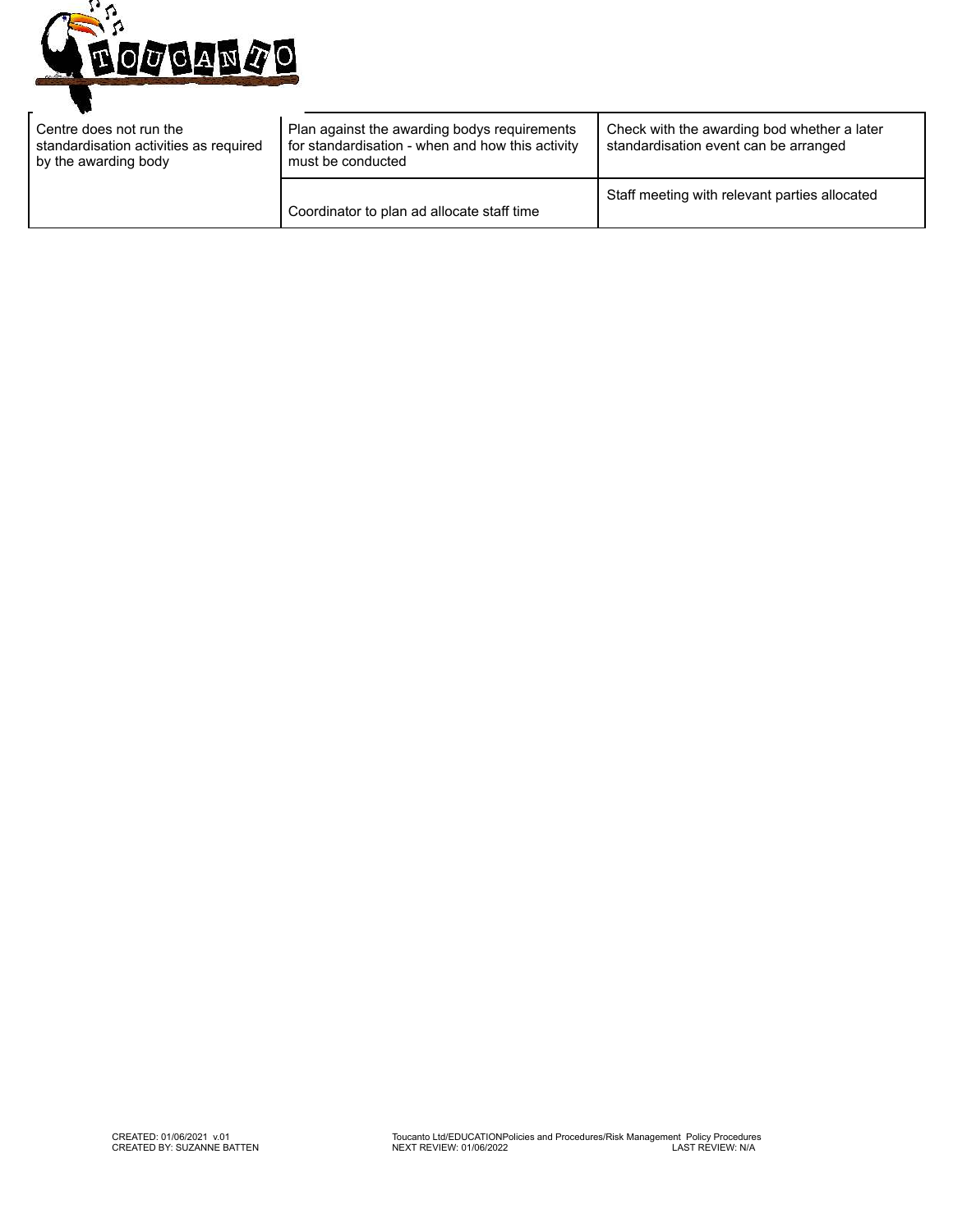| | | |
|---|---|---|
| Centre does not run the standardisation activities as required by the awarding body | Plan against the awarding bodys requirements for standardisation - when and how this activity must be conducted | Check with the awarding bod whether a later standardisation event can be arranged |
| | Coordinator to plan ad allocate staff time | Staff meeting with relevant parties allocated |